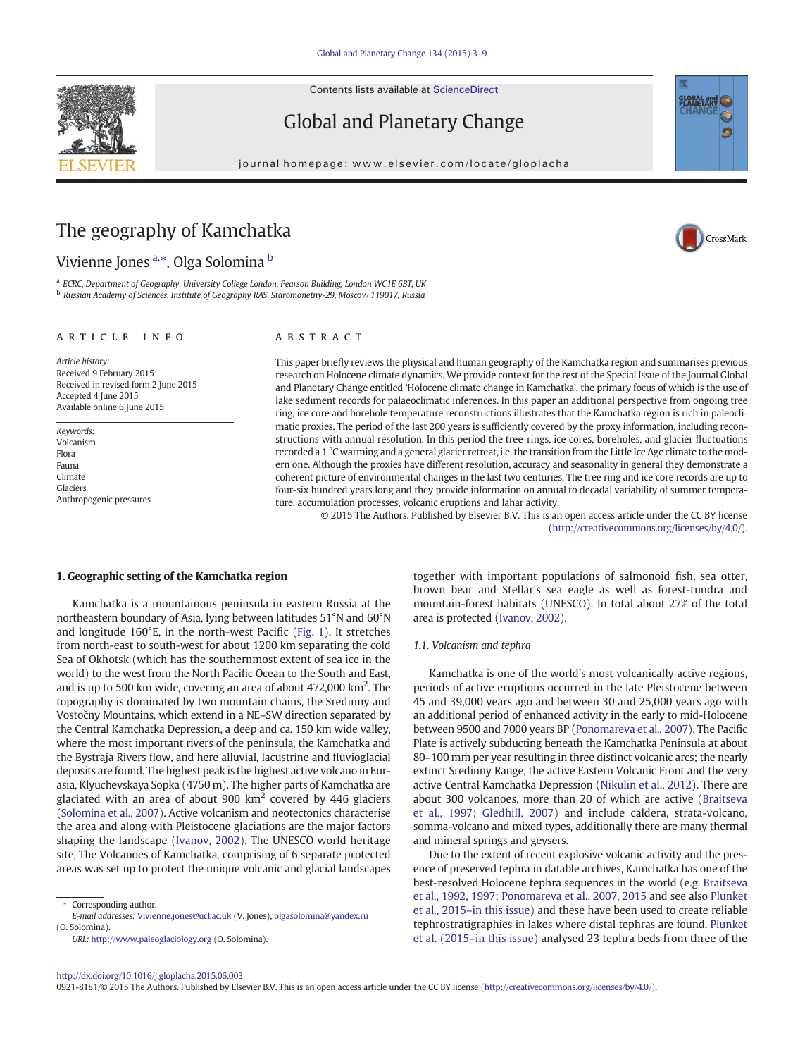# The geography of Kamchatka

Vivienne Jones [a,*], Olga Solomina [b]

[a] ECRC, Department of Geography, University College London, Pearson Building, London WC1E 6BT, UK
[b] Russian Academy of Sciences, Institute of Geography RAS, Staromonetny-29, Moscow 119017, Russia

## ARTICLE INFO

*Article history:*
Received 9 February 2015
Received in revised form 2 June 2015
Accepted 4 June 2015
Available online 6 June 2015

*Keywords:*
Volcanism
Flora
Fauna
Climate
Glaciers
Anthropogenic pressures

## ABSTRACT

This paper briefly reviews the physical and human geography of the Kamchatka region and summarises previous research on Holocene climate dynamics. We provide context for the rest of the Special Issue of the Journal Global and Planetary Change entitled 'Holocene climate change in Kamchatka', the primary focus of which is the use of lake sediment records for palaeoclimatic inferences. In this paper an additional perspective from ongoing tree ring, ice core and borehole temperature reconstructions illustrates that the Kamchatka region is rich in paleoclimatic proxies. The period of the last 200 years is sufficiently covered by the proxy information, including reconstructions with annual resolution. In this period the tree-rings, ice cores, boreholes, and glacier fluctuations recorded a 1 °C warming and a general glacier retreat, i.e. the transition from the Little Ice Age climate to the modern one. Although the proxies have different resolution, accuracy and seasonality in general they demonstrate a coherent picture of environmental changes in the last two centuries. The tree ring and ice core records are up to four-six hundred years long and they provide information on annual to decadal variability of summer temperature, accumulation processes, volcanic eruptions and lahar activity.

© 2015 The Authors. Published by Elsevier B.V. This is an open access article under the CC BY license (http://creativecommons.org/licenses/by/4.0/).

## 1. Geographic setting of the Kamchatka region

Kamchatka is a mountainous peninsula in eastern Russia at the northeastern boundary of Asia, lying between latitudes 51°N and 60°N and longitude 160°E, in the north-west Pacific (Fig. 1). It stretches from north-east to south-west for about 1200 km separating the cold Sea of Okhotsk (which has the southernmost extent of sea ice in the world) to the west from the North Pacific Ocean to the South and East, and is up to 500 km wide, covering an area of about 472,000 km$^2$. The topography is dominated by two mountain chains, the Sredinny and Vostočny Mountains, which extend in a NE–SW direction separated by the Central Kamchatka Depression, a deep and ca. 150 km wide valley, where the most important rivers of the peninsula, the Kamchatka and the Bystraja Rivers flow, and here alluvial, lacustrine and fluvioglacial deposits are found. The highest peak is the highest active volcano in Eurasia, Klyuchevskaya Sopka (4750 m). The higher parts of Kamchatka are glaciated with an area of about 900 km$^2$ covered by 446 glaciers (Solomina et al., 2007). Active volcanism and neotectonics characterise the area and along with Pleistocene glaciations are the major factors shaping the landscape (Ivanov, 2002). The UNESCO world heritage site, The Volcanoes of Kamchatka, comprising of 6 separate protected areas was set up to protect the unique volcanic and glacial landscapes together with important populations of salmonoid fish, sea otter, brown bear and Stellar's sea eagle as well as forest-tundra and mountain-forest habitats (UNESCO). In total about 27% of the total area is protected (Ivanov, 2002).

### 1.1. Volcanism and tephra

Kamchatka is one of the world's most volcanically active regions, periods of active eruptions occurred in the late Pleistocene between 45 and 39,000 years ago and between 30 and 25,000 years ago with an additional period of enhanced activity in the early to mid-Holocene between 9500 and 7000 years BP (Ponomareva et al., 2007). The Pacific Plate is actively subducting beneath the Kamchatka Peninsula at about 80–100 mm per year resulting in three distinct volcanic arcs; the nearly extinct Sredinny Range, the active Eastern Volcanic Front and the very active Central Kamchatka Depression (Nikulin et al., 2012). There are about 300 volcanoes, more than 20 of which are active (Braitseva et al., 1997; Gledhill, 2007) and include caldera, strata-volcano, somma-volcano and mixed types, additionally there are many thermal and mineral springs and geysers.

Due to the extent of recent explosive volcanic activity and the presence of preserved tephra in datable archives, Kamchatka has one of the best-resolved Holocene tephra sequences in the world (e.g. Braitseva et al., 1992, 1997; Ponomareva et al., 2007, 2015 and see also Plunket et al., 2015–in this issue) and these have been used to create reliable tephrostratigraphies in lakes where distal tephras are found. Plunket et al. (2015–in this issue) analysed 23 tephra beds from three of the

* Corresponding author.
E-mail addresses: Vivienne.jones@ucl.ac.uk (V. Jones), olgasolomina@yandex.ru (O. Solomina).
URL: http://www.paleoglaciology.org (O. Solomina).

http://dx.doi.org/10.1016/j.gloplacha.2015.06.003
0921-8181/© 2015 The Authors. Published by Elsevier B.V. This is an open access article under the CC BY license (http://creativecommons.org/licenses/by/4.0/).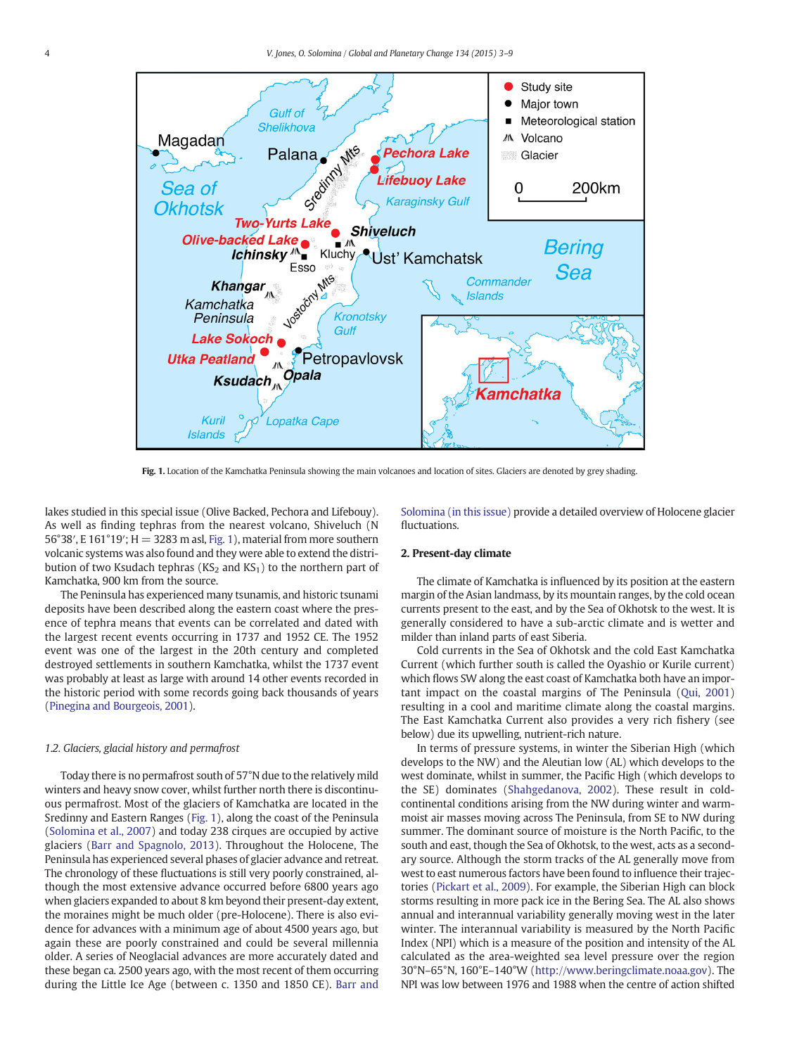Fig. 1. Location of the Kamchatka Peninsula showing the main volcanoes and location of sites. Glaciers are denoted by grey shading.

lakes studied in this special issue (Olive Backed, Pechora and Lifebouy). As well as finding tephras from the nearest volcano, Shiveluch (N 56°38′, E 161°19′; H = 3283 m asl, Fig. 1), material from more southern volcanic systems was also found and they were able to extend the distribution of two Ksudach tephras ($KS_2$ and $KS_1$) to the northern part of Kamchatka, 900 km from the source.

The Peninsula has experienced many tsunamis, and historic tsunami deposits have been described along the eastern coast where the presence of tephra means that events can be correlated and dated with the largest recent events occurring in 1737 and 1952 CE. The 1952 event was one of the largest in the 20th century and completed destroyed settlements in southern Kamchatka, whilst the 1737 event was probably at least as large with around 14 other events recorded in the historic period with some records going back thousands of years (Pinegina and Bourgeois, 2001).

### 1.2. Glaciers, glacial history and permafrost

Today there is no permafrost south of 57°N due to the relatively mild winters and heavy snow cover, whilst further north there is discontinuous permafrost. Most of the glaciers of Kamchatka are located in the Sredinny and Eastern Ranges (Fig. 1), along the coast of the Peninsula (Solomina et al., 2007) and today 238 cirques are occupied by active glaciers (Barr and Spagnolo, 2013). Throughout the Holocene, The Peninsula has experienced several phases of glacier advance and retreat. The chronology of these fluctuations is still very poorly constrained, although the most extensive advance occurred before 6800 years ago when glaciers expanded to about 8 km beyond their present-day extent, the moraines might be much older (pre-Holocene). There is also evidence for advances with a minimum age of about 4500 years ago, but again these are poorly constrained and could be several millennia older. A series of Neoglacial advances are more accurately dated and these began ca. 2500 years ago, with the most recent of them occurring during the Little Ice Age (between c. 1350 and 1850 CE). Barr and Solomina (in this issue) provide a detailed overview of Holocene glacier fluctuations.

## 2. Present-day climate

The climate of Kamchatka is influenced by its position at the eastern margin of the Asian landmass, by its mountain ranges, by the cold ocean currents present to the east, and by the Sea of Okhotsk to the west. It is generally considered to have a sub-arctic climate and is wetter and milder than inland parts of east Siberia.

Cold currents in the Sea of Okhotsk and the cold East Kamchatka Current (which further south is called the Oyashio or Kurile current) which flows SW along the east coast of Kamchatka both have an important impact on the coastal margins of The Peninsula (Qui, 2001) resulting in a cool and maritime climate along the coastal margins. The East Kamchatka Current also provides a very rich fishery (see below) due its upwelling, nutrient-rich nature.

In terms of pressure systems, in winter the Siberian High (which develops to the NW) and the Aleutian low (AL) which develops to the west dominate, whilst in summer, the Pacific High (which develops to the SE) dominates (Shahgedanova, 2002). These result in cold-continental conditions arising from the NW during winter and warm-moist air masses moving across The Peninsula, from SE to NW during summer. The dominant source of moisture is the North Pacific, to the south and east, though the Sea of Okhotsk, to the west, acts as a secondary source. Although the storm tracks of the AL generally move from west to east numerous factors have been found to influence their trajectories (Pickart et al., 2009). For example, the Siberian High can block storms resulting in more pack ice in the Bering Sea. The AL also shows annual and interannual variability generally moving west in the later winter. The interannual variability is measured by the North Pacific Index (NPI) which is a measure of the position and intensity of the AL calculated as the area-weighted sea level pressure over the region 30°N–65°N, 160°E–140°W (http://www.beringclimate.noaa.gov). The NPI was low between 1976 and 1988 when the centre of action shifted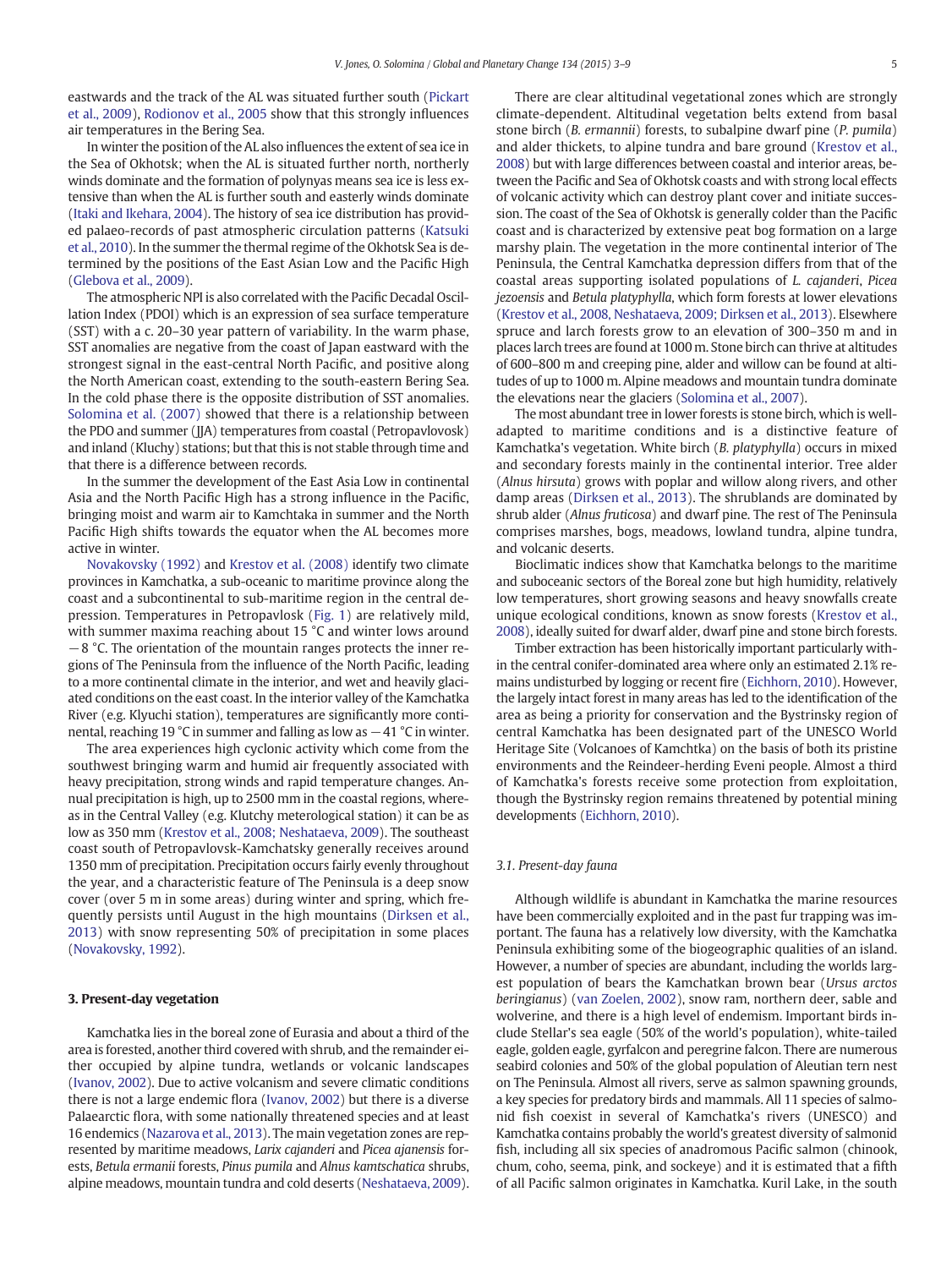eastwards and the track of the AL was situated further south (Pickart et al., 2009), Rodionov et al., 2005 show that this strongly influences air temperatures in the Bering Sea.

In winter the position of the AL also influences the extent of sea ice in the Sea of Okhotsk; when the AL is situated further north, northerly winds dominate and the formation of polynyas means sea ice is less extensive than when the AL is further south and easterly winds dominate (Itaki and Ikehara, 2004). The history of sea ice distribution has provided palaeo-records of past atmospheric circulation patterns (Katsuki et al., 2010). In the summer the thermal regime of the Okhotsk Sea is determined by the positions of the East Asian Low and the Pacific High (Glebova et al., 2009).

The atmospheric NPI is also correlated with the Pacific Decadal Oscillation Index (PDOI) which is an expression of sea surface temperature (SST) with a c. 20–30 year pattern of variability. In the warm phase, SST anomalies are negative from the coast of Japan eastward with the strongest signal in the east-central North Pacific, and positive along the North American coast, extending to the south-eastern Bering Sea. In the cold phase there is the opposite distribution of SST anomalies. Solomina et al. (2007) showed that there is a relationship between the PDO and summer (JJA) temperatures from coastal (Petropavlovsk) and inland (Kluchy) stations; but that this is not stable through time and that there is a difference between records.

In the summer the development of the East Asia Low in continental Asia and the North Pacific High has a strong influence in the Pacific, bringing moist and warm air to Kamchtaka in summer and the North Pacific High shifts towards the equator when the AL becomes more active in winter.

Novakovsky (1992) and Krestov et al. (2008) identify two climate provinces in Kamchatka, a sub-oceanic to maritime province along the coast and a subcontinental to sub-maritime region in the central depression. Temperatures in Petropavlosk (Fig. 1) are relatively mild, with summer maxima reaching about 15 °C and winter lows around −8 °C. The orientation of the mountain ranges protects the inner regions of The Peninsula from the influence of the North Pacific, leading to a more continental climate in the interior, and wet and heavily glaciated conditions on the east coast. In the interior valley of the Kamchatka River (e.g. Klyuchi station), temperatures are significantly more continental, reaching 19 °C in summer and falling as low as −41 °C in winter.

The area experiences high cyclonic activity which come from the southwest bringing warm and humid air frequently associated with heavy precipitation, strong winds and rapid temperature changes. Annual precipitation is high, up to 2500 mm in the coastal regions, whereas in the Central Valley (e.g. Klutchy meterological station) it can be as low as 350 mm (Krestov et al., 2008; Neshataeva, 2009). The southeast coast south of Petropavlovsk-Kamchatsky generally receives around 1350 mm of precipitation. Precipitation occurs fairly evenly throughout the year, and a characteristic feature of The Peninsula is a deep snow cover (over 5 m in some areas) during winter and spring, which frequently persists until August in the high mountains (Dirksen et al., 2013) with snow representing 50% of precipitation in some places (Novakovsky, 1992).

## 3. Present-day vegetation

Kamchatka lies in the boreal zone of Eurasia and about a third of the area is forested, another third covered with shrub, and the remainder either occupied by alpine tundra, wetlands or volcanic landscapes (Ivanov, 2002). Due to active volcanism and severe climatic conditions there is not a large endemic flora (Ivanov, 2002) but there is a diverse Palaearctic flora, with some nationally threatened species and at least 16 endemics (Nazarova et al., 2013). The main vegetation zones are represented by maritime meadows, *Larix cajanderi* and *Picea ajanensis* forests, *Betula ermanii* forests, *Pinus pumila* and *Alnus kamtschatica* shrubs, alpine meadows, mountain tundra and cold deserts (Neshataeva, 2009).

There are clear altitudinal vegetational zones which are strongly climate-dependent. Altitudinal vegetation belts extend from basal stone birch (*B. ermannii*) forests, to subalpine dwarf pine (*P. pumila*) and alder thickets, to alpine tundra and bare ground (Krestov et al., 2008) but with large differences between coastal and interior areas, between the Pacific and Sea of Okhotsk coasts and with strong local effects of volcanic activity which can destroy plant cover and initiate succession. The coast of the Sea of Okhotsk is generally colder than the Pacific coast and is characterized by extensive peat bog formation on a large marshy plain. The vegetation in the more continental interior of The Peninsula, the Central Kamchatka depression differs from that of the coastal areas supporting isolated populations of *L. cajanderi*, *Picea jezoensis* and *Betula platyphylla*, which form forests at lower elevations (Krestov et al., 2008, Neshataeva, 2009; Dirksen et al., 2013). Elsewhere spruce and larch forests grow to an elevation of 300–350 m and in places larch trees are found at 1000 m. Stone birch can thrive at altitudes of 600–800 m and creeping pine, alder and willow can be found at altitudes of up to 1000 m. Alpine meadows and mountain tundra dominate the elevations near the glaciers (Solomina et al., 2007).

The most abundant tree in lower forests is stone birch, which is well-adapted to maritime conditions and is a distinctive feature of Kamchatka's vegetation. White birch (*B. platyphylla*) occurs in mixed and secondary forests mainly in the continental interior. Tree alder (*Alnus hirsuta*) grows with poplar and willow along rivers, and other damp areas (Dirksen et al., 2013). The shrublands are dominated by shrub alder (*Alnus fruticosa*) and dwarf pine. The rest of The Peninsula comprises marshes, bogs, meadows, lowland tundra, alpine tundra, and volcanic deserts.

Bioclimatic indices show that Kamchatka belongs to the maritime and suboceanic sectors of the Boreal zone but high humidity, relatively low temperatures, short growing seasons and heavy snowfalls create unique ecological conditions, known as snow forests (Krestov et al., 2008), ideally suited for dwarf alder, dwarf pine and stone birch forests.

Timber extraction has been historically important particularly within the central conifer-dominated area where only an estimated 2.1% remains undisturbed by logging or recent fire (Eichhorn, 2010). However, the largely intact forest in many areas has led to the identification of the area as being a priority for conservation and the Bystrinsky region of central Kamchatka has been designated part of the UNESCO World Heritage Site (Volcanoes of Kamchtka) on the basis of both its pristine environments and the Reindeer-herding Eveni people. Almost a third of Kamchatka's forests receive some protection from exploitation, though the Bystrinsky region remains threatened by potential mining developments (Eichhorn, 2010).

### 3.1. Present-day fauna

Although wildlife is abundant in Kamchatka the marine resources have been commercially exploited and in the past fur trapping was important. The fauna has a relatively low diversity, with the Kamchatka Peninsula exhibiting some of the biogeographic qualities of an island. However, a number of species are abundant, including the worlds largest population of bears the Kamchatkan brown bear (*Ursus arctos beringianus*) (van Zoelen, 2002), snow ram, northern deer, sable and wolverine, and there is a high level of endemism. Important birds include Stellar's sea eagle (50% of the world's population), white-tailed eagle, golden eagle, gyrfalcon and peregrine falcon. There are numerous seabird colonies and 50% of the global population of Aleutian tern nest on The Peninsula. Almost all rivers, serve as salmon spawning grounds, a key species for predatory birds and mammals. All 11 species of salmonid fish coexist in several of Kamchatka's rivers (UNESCO) and Kamchatka contains probably the world's greatest diversity of salmonid fish, including all six species of anadromous Pacific salmon (chinook, chum, coho, seema, pink, and sockeye) and it is estimated that a fifth of all Pacific salmon originates in Kamchatka. Kuril Lake, in the south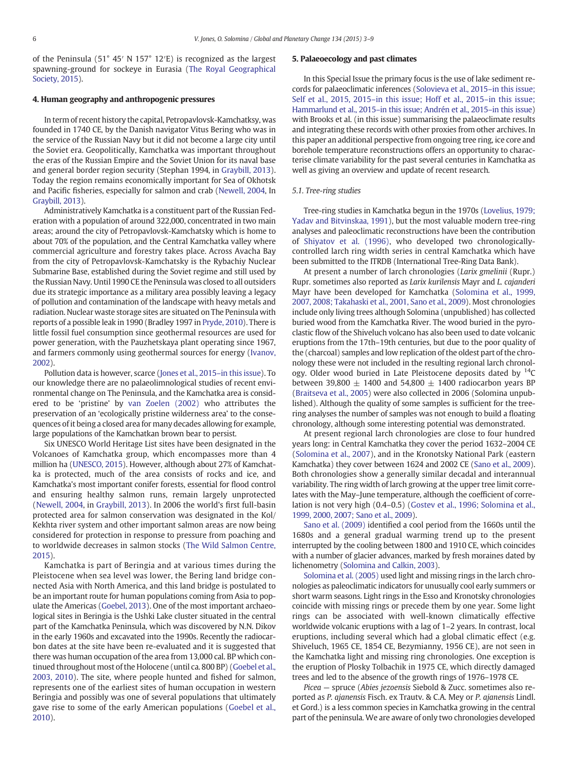of the Peninsula (51° 45′ N 157° 12′E) is recognized as the largest spawning-ground for sockeye in Eurasia (The Royal Geographical Society, 2015).

## 4. Human geography and anthropogenic pressures

In term of recent history the capital, Petropavlovsk-Kamchatksy, was founded in 1740 CE, by the Danish navigator Vitus Bering who was in the service of the Russian Navy but it did not become a large city until the Soviet era. Geopolitically, Kamchatka was important throughout the eras of the Russian Empire and the Soviet Union for its naval base and general border region security (Stephan 1994, in Graybill, 2013). Today the region remains economically important for Sea of Okhotsk and Pacific fisheries, especially for salmon and crab (Newell, 2004, In Graybill, 2013).

Administratively Kamchatka is a constituent part of the Russian Federation with a population of around 322,000, concentrated in two main areas; around the city of Petropavlovsk-Kamchatsky which is home to about 70% of the population, and the Central Kamchatka valley where commercial agriculture and forestry takes place. Across Avacha Bay from the city of Petropavlovsk-Kamchatsky is the Rybachiy Nuclear Submarine Base, established during the Soviet regime and still used by the Russian Navy. Until 1990 CE the Peninsula was closed to all outsiders due its strategic importance as a military area possibly leaving a legacy of pollution and contamination of the landscape with heavy metals and radiation. Nuclear waste storage sites are situated on The Peninsula with reports of a possible leak in 1990 (Bradley 1997 in Pryde, 2010). There is little fossil fuel consumption since geothermal resources are used for power generation, with the Pauzhetskaya plant operating since 1967, and farmers commonly using geothermal sources for energy (Ivanov, 2002).

Pollution data is however, scarce (Jones et al., 2015–in this issue). To our knowledge there are no palaeolimnological studies of recent environmental change on The Peninsula, and the Kamchatka area is considered to be 'pristine' by van Zoelen (2002) who attributes the preservation of an 'ecologically pristine wilderness area' to the consequences of it being a closed area for many decades allowing for example, large populations of the Kamchatkan brown bear to persist.

Six UNESCO World Heritage List sites have been designated in the Volcanoes of Kamchatka group, which encompasses more than 4 million ha (UNESCO, 2015). However, although about 27% of Kamchatka is protected, much of the area consists of rocks and ice, and Kamchatka's most important conifer forests, essential for flood control and ensuring healthy salmon runs, remain largely unprotected (Newell, 2004, in Graybill, 2013). In 2006 the world's first full-basin protected area for salmon conservation was designated in the Kol/ Kekhta river system and other important salmon areas are now being considered for protection in response to pressure from poaching and to worldwide decreases in salmon stocks (The Wild Salmon Centre, 2015).

Kamchatka is part of Beringia and at various times during the Pleistocene when sea level was lower, the Bering land bridge connected Asia with North America, and this land bridge is postulated to be an important route for human populations coming from Asia to populate the Americas (Goebel, 2013). One of the most important archaeological sites in Beringia is the Ushki Lake cluster situated in the central part of the Kamchatka Peninsula, which was discovered by N.N. Dikov in the early 1960s and excavated into the 1990s. Recently the radiocarbon dates at the site have been re-evaluated and it is suggested that there was human occupation of the area from 13,000 cal. BP which continued throughout most of the Holocene (until ca. 800 BP) (Goebel et al., 2003, 2010). The site, where people hunted and fished for salmon, represents one of the earliest sites of human occupation in western Beringia and possibly was one of several populations that ultimately gave rise to some of the early American populations (Goebel et al., 2010).

## 5. Palaeoecology and past climates

In this Special Issue the primary focus is the use of lake sediment records for palaeoclimatic inferences (Solovieva et al., 2015–in this issue; Self et al., 2015, 2015–in this issue; Hoff et al., 2015–in this issue; Hammarlund et al., 2015–in this issue; Andrén et al., 2015–in this issue) with Brooks et al. (in this issue) summarising the palaeoclimate results and integrating these records with other proxies from other archives. In this paper an additional perspective from ongoing tree ring, ice core and borehole temperature reconstructions offers an opportunity to characterise climate variability for the past several centuries in Kamchatka as well as giving an overview and update of recent research.

### 5.1. Tree-ring studies

Tree-ring studies in Kamchatka begun in the 1970s (Lovelius, 1979; Yadav and Bitvinskaa, 1991), but the most valuable modern tree-ring analyses and paleoclimatic reconstructions have been the contribution of Shiyatov et al. (1996), who developed two chronologically-controlled larch ring width series in central Kamchatka which have been submitted to the ITRDB (International Tree-Ring Data Bank).

At present a number of larch chronologies (*Larix gmelinii* (Rupr.) Rupr. sometimes also reported as *Larix kurilensis* Mayr and *L. cajanderi* Mayr have been developed for Kamchatka (Solomina et al., 1999, 2007, 2008; Takahaski et al., 2001, Sano et al., 2009). Most chronologies include only living trees although Solomina (unpublished) has collected buried wood from the Kamchatka River. The wood buried in the pyroclastic flow of the Shiveluch volcano has also been used to date volcanic eruptions from the 17th–19th centuries, but due to the poor quality of the (charcoal) samples and low replication of the oldest part of the chronology these were not included in the resulting regional larch chronology. Older wood buried in Late Pleistocene deposits dated by $^{14}C$ between 39,800 ± 1400 and 54,800 ± 1400 radiocarbon years BP (Braitseva et al., 2005) were also collected in 2006 (Solomina unpublished). Although the quality of some samples is sufficient for the tree-ring analyses the number of samples was not enough to build a floating chronology, although some interesting potential was demonstrated.

At present regional larch chronologies are close to four hundred years long: in Central Kamchatka they cover the period 1632–2004 CE (Solomina et al., 2007), and in the Kronotsky National Park (eastern Kamchatka) they cover between 1624 and 2002 CE (Sano et al., 2009). Both chronologies show a generally similar decadal and interannual variability. The ring width of larch growing at the upper tree limit correlates with the May–June temperature, although the coefficient of correlation is not very high (0.4–0.5) (Gostev et al., 1996; Solomina et al., 1999, 2000, 2007; Sano et al., 2009).

Sano et al. (2009) identified a cool period from the 1660s until the 1680s and a general gradual warming trend up to the present interrupted by the cooling between 1800 and 1910 CE, which coincides with a number of glacier advances, marked by fresh moraines dated by lichenometry (Solomina and Calkin, 2003).

Solomina et al. (2005) used light and missing rings in the larch chronologies as paleoclimatic indicators for unusually cool early summers or short warm seasons. Light rings in the Esso and Kronotsky chronologies coincide with missing rings or precede them by one year. Some light rings can be associated with well-known climatically effective worldwide volcanic eruptions with a lag of 1–2 years. In contrast, local eruptions, including several which had a global climatic effect (e.g. Shiveluch, 1965 CE, 1854 CE, Bezymianny, 1956 CE), are not seen in the Kamchatka light and missing ring chronologies. One exception is the eruption of Plosky Tolbachik in 1975 CE, which directly damaged trees and led to the absence of the growth rings of 1976–1978 CE.

*Picea* — spruce (*Abies jezoensis* Siebold & Zucc. sometimes also reported as *P. ajanensis* Fisch. ex Trautv. & C.A. Mey or *P. ajanensis* Lindl. et Gord.) is a less common species in Kamchatka growing in the central part of the peninsula. We are aware of only two chronologies developed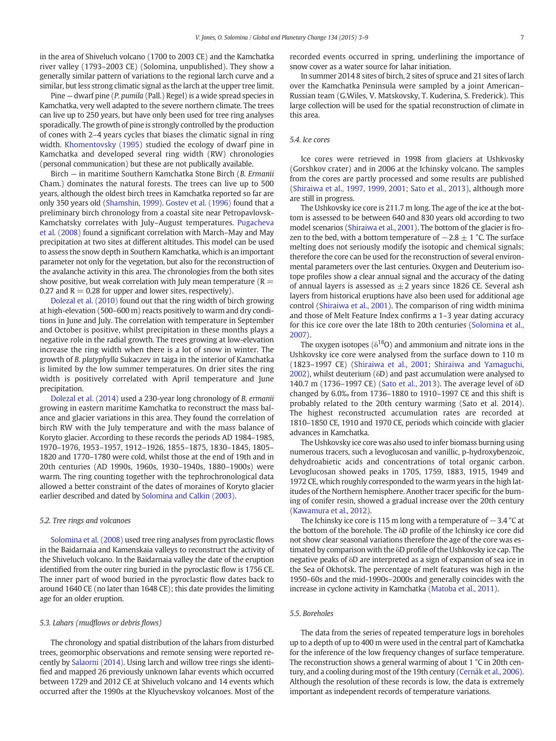in the area of Shiveluch volcano (1700 to 2003 CE) and the Kamchatka river valley (1793–2003 CE) (Solomina, unpublished). They show a generally similar pattern of variations to the regional larch curve and a similar, but less strong climatic signal as the larch at the upper tree limit.

Pine — dwarf pine (*P. pumila* (Pall.) Regel) is a wide spread species in Kamchatka, very well adapted to the severe northern climate. The trees can live up to 250 years, but have only been used for tree ring analyses sporadically. The growth of pine is strongly controlled by the production of cones with 2–4 years cycles that biases the climatic signal in ring width. Khomentovsky (1995) studied the ecology of dwarf pine in Kamchatka and developed several ring width (RW) chronologies (personal communication) but these are not publically available.

Birch — in maritime Southern Kamchatka Stone Birch (*B. Ermanii* Cham.) dominates the natural forests. The trees can live up to 500 years, although the oldest birch trees in Kamchatka reported so far are only 350 years old (Shamshin, 1999). Gostev et al. (1996) found that a preliminary birch chronology from a coastal site near Petropavlovsk-Kamchatsky correlates with July–August temperatures. Pugacheva et al. (2008) found a significant correlation with March–May and May precipitation at two sites at different altitudes. This model can be used to assess the snow depth in Southern Kamchatka, which is an important parameter not only for the vegetation, but also for the reconstruction of the avalanche activity in this area. The chronologies from the both sites show positive, but weak correlation with July mean temperature ($R = 0.27$ and $R = 0.28$ for upper and lower sites, respectively).

Dolezal et al. (2010) found out that the ring width of birch growing at high-elevation (500–600 m) reacts positively to warm and dry conditions in June and July. The correlation with temperature in September and October is positive, whilst precipitation in these months plays a negative role in the radial growth. The trees growing at low-elevation increase the ring width when there is a lot of snow in winter. The growth of *B. platyphylla* Sukaczev in taiga in the interior of Kamchatka is limited by the low summer temperatures. On drier sites the ring width is positively correlated with April temperature and June precipitation.

Dolezal et al. (2014) used a 230-year long chronology of *B. ermanii* growing in eastern maritime Kamchatka to reconstruct the mass balance and glacier variations in this area. They found the correlation of birch RW with the July temperature and with the mass balance of Koryto glacier. According to these records the periods AD 1984–1985, 1970–1976, 1953–1957, 1912–1926, 1855–1875, 1830–1845, 1805–1820 and 1770–1780 were cold, whilst those at the end of 19th and in 20th centuries (AD 1990s, 1960s, 1930–1940s, 1880–1900s) were warm. The ring counting together with the tephrochronological data allowed a better constraint of the dates of moraines of Koryto glacier earlier described and dated by Solomina and Calkin (2003).

### 5.2. Tree rings and volcanoes

Solomina et al. (2008) used tree ring analyses from pyroclastic flows in the Baidarnaia and Kamenskaia valleys to reconstruct the activity of the Shiveluch volcano. In the Baidarnaia valley the date of the eruption identified from the outer ring buried in the pyroclastic flow is 1756 CE. The inner part of wood buried in the pyroclastic flow dates back to around 1640 CE (no later than 1648 CE); this date provides the limiting age for an older eruption.

### 5.3. Lahars (mudflows or debris flows)

The chronology and spatial distribution of the lahars from disturbed trees, geomorphic observations and remote sensing were reported recently by Salaorni (2014). Using larch and willow tree rings she identified and mapped 26 previously unknown lahar events which occurred between 1729 and 2012 CE at Shiveluch volcano and 14 events which occurred after the 1990s at the Klyuchevskoy volcanoes. Most of the recorded events occurred in spring, underlining the importance of snow cover as a water source for lahar initiation.

In summer 2014 8 sites of birch, 2 sites of spruce and 21 sites of larch over the Kamchatka Peninsula were sampled by a joint American–Russian team (G.Wiles, V. Matskovsky, T. Kuderina, S. Frederick). This large collection will be used for the spatial reconstruction of climate in this area.

### 5.4. Ice cores

Ice cores were retrieved in 1998 from glaciers at Ushkvosky (Gorshkov crater) and in 2006 at the Ichinsky volcano. The samples from the cores are partly processed and some results are published (Shiraiwa et al., 1997, 1999, 2001; Sato et al., 2013), although more are still in progress.

The Ushkovsky ice core is 211.7 m long. The age of the ice at the bottom is assessed to be between 640 and 830 years old according to two model scenarios (Shiraiwa et al., 2001). The bottom of the glacier is frozen to the bed, with a bottom temperature of $-2.8 \pm 1$ °C. The surface melting does not seriously modify the isotopic and chemical signals; therefore the core can be used for the reconstruction of several environmental parameters over the last centuries. Oxygen and Deuterium isotope profiles show a clear annual signal and the accuracy of the dating of annual layers is assessed as $\pm 2$ years since 1826 CE. Several ash layers from historical eruptions have also been used for additional age control (Shiraiwa et al., 2001). The comparison of ring width minima and those of Melt Feature Index confirms a 1–3 year dating accuracy for this ice core over the late 18th to 20th centuries (Solomina et al., 2007).

The oxygen isotopes ($\delta^{18}O$) and ammonium and nitrate ions in the Ushkovsky ice core were analysed from the surface down to 110 m (1823–1997 CE) (Shiraiwa et al., 2001; Shiraiwa and Yamaguchi, 2002), whilst deuterium ($\delta D$) and past accumulation were analysed to 140.7 m (1736–1997 CE) (Sato et al., 2013). The average level of $\delta D$ changed by 6.0‰ from 1736–1880 to 1910–1997 CE and this shift is probably related to the 20th century warming (Sato et al. 2014). The highest reconstructed accumulation rates are recorded at 1810–1850 CE, 1910 and 1970 CE, periods which coincide with glacier advances in Kamchatka.

The Ushkovsky ice core was also used to infer biomass burning using numerous tracers, such a levoglucosan and vanillic, p-hydroxybenzoic, dehydroabietic acids and concentrations of total organic carbon. Levoglucosan showed peaks in 1705, 1759, 1883, 1915, 1949 and 1972 CE, which roughly corresponded to the warm years in the high latitudes of the Northern hemisphere. Another tracer specific for the burning of conifer resin, showed a gradual increase over the 20th century (Kawamura et al., 2012).

The Ichinsky ice core is 115 m long with a temperature of $-3.4$ °C at the bottom of the borehole. The $\delta D$ profile of the Ichinsky ice core did not show clear seasonal variations therefore the age of the core was estimated by comparison with the $\delta D$ profile of the Ushkovsky ice cap. The negative peaks of $\delta D$ are interpreted as a sign of expansion of sea ice in the Sea of Okhotsk. The percentage of melt features was high in the 1950–60s and the mid-1990s–2000s and generally coincides with the increase in cyclone activity in Kamchatka (Matoba et al., 2011).

### 5.5. Boreholes

The data from the series of repeated temperature logs in boreholes up to a depth of up to 400 m were used in the central part of Kamchatka for the inference of the low frequency changes of surface temperature. The reconstruction shows a general warming of about 1 °C in 20th century, and a cooling during most of the 19th century (Cernák et al., 2006). Although the resolution of these records is low, the data is extremely important as independent records of temperature variations.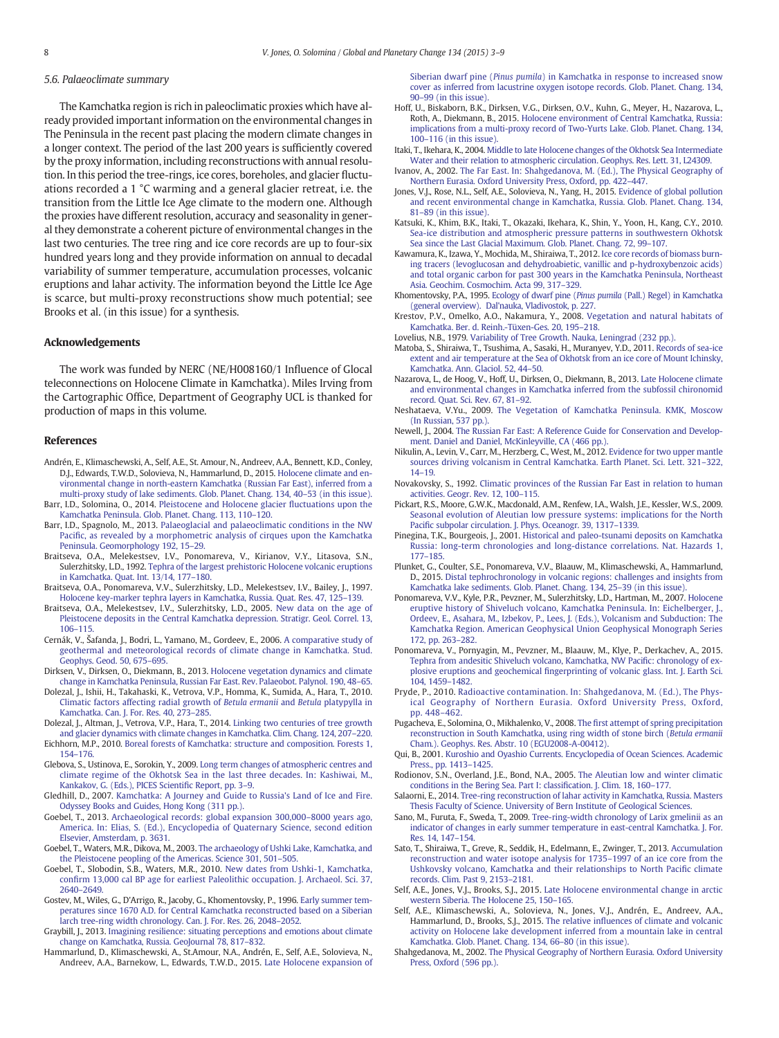### 5.6. Palaeoclimate summary

The Kamchatka region is rich in paleoclimatic proxies which have already provided important information on the environmental changes in The Peninsula in the recent past placing the modern climate changes in a longer context. The period of the last 200 years is sufficiently covered by the proxy information, including reconstructions with annual resolution. In this period the tree-rings, ice cores, boreholes, and glacier fluctuations recorded a 1 °C warming and a general glacier retreat, i.e. the transition from the Little Ice Age climate to the modern one. Although the proxies have different resolution, accuracy and seasonality in general they demonstrate a coherent picture of environmental changes in the last two centuries. The tree ring and ice core records are up to four-six hundred years long and they provide information on annual to decadal variability of summer temperature, accumulation processes, volcanic eruptions and lahar activity. The information beyond the Little Ice Age is scarce, but multi-proxy reconstructions show much potential; see Brooks et al. (in this issue) for a synthesis.

## Acknowledgements

The work was funded by NERC (NE/H008160/1 Influence of Glocal teleconnections on Holocene Climate in Kamchatka). Miles Irving from the Cartographic Office, Department of Geography UCL is thanked for production of maps in this volume.

## References

Andrén, E., Klimaschewski, A., Self, A.E., St. Amour, N., Andreev, A.A., Bennett, K.D., Conley, D.J., Edwards, T.W.D., Solovieva, N., Hammarlund, D., 2015. Holocene climate and environmental change in north-eastern Kamchatka (Russian Far East), inferred from a multi-proxy study of lake sediments. Glob. Planet. Chang. 134, 40–53 (in this issue).

Barr, I.D., Solomina, O., 2014. Pleistocene and Holocene glacier fluctuations upon the Kamchatka Peninsula. Glob. Planet. Chang. 113, 110–120.

Barr, I.D., Spagnolo, M., 2013. Palaeoglacial and palaeoclimatic conditions in the NW Pacific, as revealed by a morphometric analysis of cirques upon the Kamchatka Peninsula. Geomorphology 192, 15–29.

Braitseva, O.A., Melekestsev, I.V., Ponomareva, V., Kirianov, V.Y., Litasova, S.N., Sulerzhitsky, L.D., 1992. Tephra of the largest prehistoric Holocene volcanic eruptions in Kamchatka. Quat. Int. 13/14, 177–180.

Braitseva, O.A., Ponomareva, V.V., Sulerzhitsky, L.D., Melekestsev, I.V., Bailey, J., 1997. Holocene key-marker tephra layers in Kamchatka, Russia. Quat. Res. 47, 125–139.

Braitseva, O.A., Melekestsev, I.V., Sulerzhitsky, L.D., 2005. New data on the age of Pleistocene deposits in the Central Kamchatka depression. Stratigr. Geol. Correl. 13, 106–115.

Cermák, V., Šafanda, J., Bodri, L., Yamano, M., Gordeev, E., 2006. A comparative study of geothermal and meteorological records of climate change in Kamchatka. Stud. Geophys. Geod. 50, 675–695.

Dirksen, V., Dirksen, O., Diekmann, B., 2013. Holocene vegetation dynamics and climate change in Kamchatka Peninsula, Russian Far East. Rev. Palaeobot. Palynol. 190, 48–65.

Dolezal, J., Ishii, H., Takahaski, K., Vetrova, V.P., Homma, K., Sumida, A., Hara, T., 2010. Climatic factors affecting radial growth of *Betula ermanii* and *Betula* platypylla in Kamchatka. Can. J. For. Res. 40, 273–285.

Dolezal, J., Altman, J., Vetrova, V.P., Hara, T., 2014. Linking two centuries of tree growth and glacier dynamics with climate changes in Kamchatka. Clim. Chang. 124, 207–220.

Eichhorn, M.P., 2010. Boreal forests of Kamchatka: structure and composition. Forests 1, 154–176.

Glebova, S., Ustinova, E., Sorokin, Y., 2009. Long term changes of atmospheric centres and climate regime of the Okhotsk Sea in the last three decades. In: Kashiwai, M., Kankakov, G. (Eds.), PICES Scientific Report, pp. 3–9.

Gledhill, D., 2007. Kamchatka: A Journey and Guide to Russia's Land of Ice and Fire. Odyssey Books and Guides, Hong Kong (311 pp.).

Goebel, T., 2013. Archaeological records: global expansion 300,000–8000 years ago, America. In: Elias, S. (Ed.), Encyclopedia of Quaternary Science, second edition Elsevier, Amsterdam, p. 3631.

Goebel, T., Waters, M.R., Dikova, M., 2003. The archaeology of Ushki Lake, Kamchatka, and the Pleistocene peopling of the Americas. Science 301, 501–505.

Goebel, T., Slobodin, S.B., Waters, M.R., 2010. New dates from Ushki-1, Kamchatka, confirm 13,000 cal BP age for earliest Paleolithic occupation. J. Archaeol. Sci. 37, 2640–2649.

Gostev, M., Wiles, G., D'Arrigo, R., Jacoby, G., Khomentovsky, P., 1996. Early summer temperatures since 1670 A.D. for Central Kamchatka reconstructed based on a Siberian larch tree-ring width chronology. Can. J. For. Res. 26, 2048–2052.

Graybill, J., 2013. Imagining resilience: situating perceptions and emotions about climate change on Kamchatka, Russia. GeoJournal 78, 817–832.

Hammarlund, D., Klimaschewski, A., St.Amour, N.A., Andrén, E., Self, A.E., Solovieva, N., Andreev, A.A., Barnekow, L., Edwards, T.W.D., 2015. Late Holocene expansion of Siberian dwarf pine (*Pinus pumila*) in Kamchatka in response to increased snow cover as inferred from lacustrine oxygen isotope records. Glob. Planet. Chang. 134, 90–99 (in this issue).

Hoff, U., Biskaborn, B.K., Dirksen, V.G., Dirksen, O.V., Kuhn, G., Meyer, H., Nazarova, L., Roth, A., Diekmann, B., 2015. Holocene environment of Central Kamchatka, Russia: implications from a multi-proxy record of Two-Yurts Lake. Glob. Planet. Chang. 134, 100–116 (in this issue).

Itaki, T., Ikehara, K., 2004. Middle to late Holocene changes of the Okhotsk Sea Intermediate Water and their relation to atmospheric circulation. Geophys. Res. Lett. 31, L24309.

Ivanov, A., 2002. The Far East. In: Shahgedanova, M. (Ed.), The Physical Geography of Northern Eurasia. Oxford University Press, Oxford, pp. 422–447.

Jones, V.J., Rose, N.L., Self, A.E., Solovieva, N., Yang, H., 2015. Evidence of global pollution and recent environmental change in Kamchatka, Russia. Glob. Planet. Chang. 134, 81–89 (in this issue).

Katsuki, K., Khim, B.K., Itaki, T., Okazaki, Ikehara, K., Shin, Y., Yoon, H., Kang, C.Y., 2010. Sea-ice distribution and atmospheric pressure patterns in southwestern Okhotsk Sea since the Last Glacial Maximum. Glob. Planet. Chang. 72, 99–107.

Kawamura, K., Izawa, Y., Mochida, M., Shiraiwa, T., 2012. Ice core records of biomass burning tracers (levoglucosan and dehydroabietic, vanillic and p-hydroxybenzoic acids) and total organic carbon for past 300 years in the Kamchatka Peninsula, Northeast Asia. Geochim. Cosmochim. Acta 99, 317–329.

Khomentovsky, P.A., 1995. Ecology of dwarf pine (*Pinus pumila* (Pall.) Regel) in Kamchatka (general overview). Dal'nauka, Vladivostok, p. 227.

Krestov, P.V., Omelko, A.O., Nakamura, Y., 2008. Vegetation and natural habitats of Kamchatka. Ber. d. Reinh.-Tüxen-Ges. 20, 195–218.

Lovelius, N.B., 1979. Variability of Tree Growth. Nauka, Leningrad (232 pp.).

Matoba, S., Shiraiwa, T., Tsushima, A., Sasaki, H., Muranyev, Y.D., 2011. Records of sea-ice extent and air temperature at the Sea of Okhotsk from an ice core of Mount Ichinsky, Kamchatka. Ann. Glaciol. 52, 44–50.

Nazarova, L., de Hoog, V., Hoff, U., Dirksen, O., Diekmann, B., 2013. Late Holocene climate and environmental changes in Kamchatka inferred from the subfossil chironomid record. Quat. Sci. Rev. 67, 81–92.

Neshataeva, V.Yu., 2009. The Vegetation of Kamchatka Peninsula. KMK, Moscow (In Russian, 537 pp.).

Newell, J., 2004. The Russian Far East: A Reference Guide for Conservation and Development. Daniel and Daniel, McKinleyville, CA (466 pp.).

Nikulin, A., Levin, V., Carr, M., Herzberg, C., West, M., 2012. Evidence for two upper mantle sources driving volcanism in Central Kamchatka. Earth Planet. Sci. Lett. 321–322, 14–19.

Novakovsky, S., 1992. Climatic provinces of the Russian Far East in relation to human activities. Geogr. Rev. 12, 100–115.

Pickart, R.S., Moore, G.W.K., Macdonald, A.M., Renfew, I.A., Walsh, J.E., Kessler, W.S., 2009. Seasonal evolution of Aleutian low pressure systems: implications for the North Pacific subpolar circulation. J. Phys. Oceanogr. 39, 1317–1339.

Pinegina, T.K., Bourgeois, J., 2001. Historical and paleo-tsunami deposits on Kamchatka Russia: long-term chronologies and long-distance correlations. Nat. Hazards 1, 177–185.

Plunket, G., Coulter, S.E., Ponomareva, V.V., Blaauw, M., Klimaschewski, A., Hammarlund, D., 2015. Distal tephrochronology in volcanic regions: challenges and insights from Kamchatka lake sediments. Glob. Planet. Chang. 134, 25–39 (in this issue).

Ponomareva, V.V., Kyle, P.R., Pevzner, M., Sulerzhitsky, L.D., Hartman, M., 2007. Holocene eruptive history of Shiveluch volcano, Kamchatka Peninsula. In: Eichelberger, J., Ordeev, E., Asahara, M., Izbekov, P., Lees, J. (Eds.), Volcanism and Subduction: The Kamchatka Region. American Geophysical Union Geophysical Monograph Series 172, pp. 263–282.

Ponomareva, V., Pornyagin, M., Pevzner, M., Blaauw, M., Klye, P., Derkachev, A., 2015. Tephra from andesitic Shiveluch volcano, Kamchatka, NW Pacific: chronology of explosive eruptions and geochemical fingerprinting of volcanic glass. Int. J. Earth Sci. 104, 1459–1482.

Pryde, P., 2010. Radioactive contamination. In: Shahgedanova, M. (Ed.), The Physical Geography of Northern Eurasia. Oxford University Press, Oxford, pp. 448–462.

Pugacheva, E., Solomina, O., Mikhalenko, V., 2008. The first attempt of spring precipitation reconstruction in South Kamchatka, using ring width of stone birch (*Betula ermanii* Cham.). Geophys. Res. Abstr. 10 (EGU2008-A-00412).

Qui, B., 2001. Kuroshio and Oyashio Currents. Encyclopedia of Ocean Sciences. Academic Press., pp. 1413–1425.

Rodionov, S.N., Overland, J.E., Bond, N.A., 2005. The Aleutian low and winter climatic conditions in the Bering Sea. Part I: classification. J. Clim. 18, 160–177.

Salaorni, E., 2014. Tree-ring reconstruction of lahar activity in Kamchatka, Russia. Masters Thesis Faculty of Science. University of Bern Institute of Geological Sciences.

Sano, M., Furuta, F., Sweda, T., 2009. Tree-ring-width chronology of Larix gmelinii as an indicator of changes in early summer temperature in east-central Kamchatka. J. For. Res. 14, 147–154.

Sato, T., Shiraiwa, T., Greve, R., Seddik, H., Edelmann, E., Zwinger, T., 2013. Accumulation reconstruction and water isotope analysis for 1735–1997 of an ice core from the Ushkovsky volcano, Kamchatka and their relationships to North Pacific climate records. Clim. Past 9, 2153–2181.

Self, A.E., Jones, V.J., Brooks, S.J., 2015. Late Holocene environmental change in arctic western Siberia. The Holocene 25, 150–165.

Self, A.E., Klimaschewski, A., Solovieva, N., Jones, V.J., Andrén, E., Andreev, A.A., Hammarlund, D., Brooks, S.J., 2015. The relative influences of climate and volcanic activity on Holocene lake development inferred from a mountain lake in central Kamchatka. Glob. Planet. Chang. 134, 66–80 (in this issue).

Shahgedanova, M., 2002. The Physical Geography of Northern Eurasia. Oxford University Press, Oxford (596 pp.).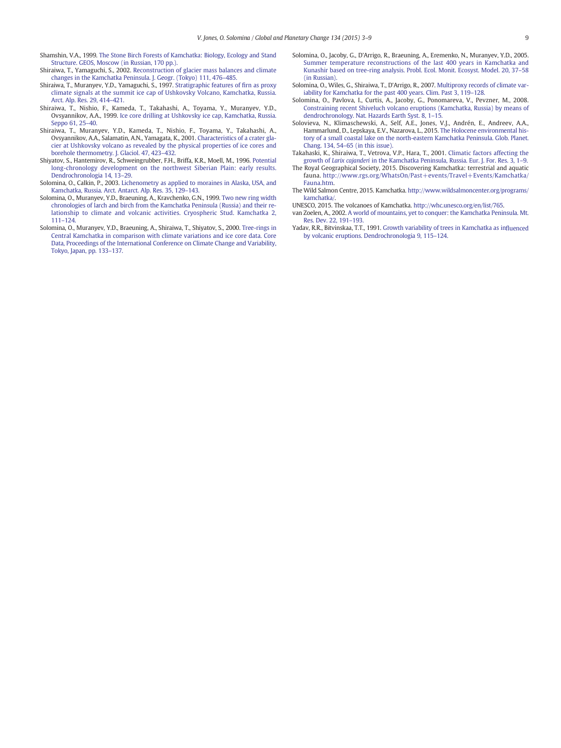Shamshin, V.A., 1999. The Stone Birch Forests of Kamchatka: Biology, Ecology and Stand Structure. GEOS, Moscow (in Russian, 170 pp.).

Shiraiwa, T., Yamaguchi, S., 2002. Reconstruction of glacier mass balances and climate changes in the Kamchatka Peninsula. J. Geogr. (Tokyo) 111, 476–485.

Shiraiwa, T., Muranyev, Y.D., Yamaguchi, S., 1997. Stratigraphic features of firn as proxy climate signals at the summit ice cap of Ushkovsky Volcano, Kamchatka, Russia. Arct. Alp. Res. 29, 414–421.

Shiraiwa, T., Nishio, F., Kameda, T., Takahashi, A., Toyama, Y., Muranyev, Y.D., Ovsyannikov, A.A., 1999. Ice core drilling at Ushkovsky ice cap, Kamchatka, Russia. Seppo 61, 25–40.

Shiraiwa, T., Muranyev, Y.D., Kameda, T., Nishio, F., Toyama, Y., Takahashi, A., Ovsyannikov, A.A., Salamatin, A.N., Yamagata, K., 2001. Characteristics of a crater glacier at Ushkovsky volcano as revealed by the physical properties of ice cores and borehole thermometry. J. Glaciol. 47, 423–432.

Shiyatov, S., Hantemirov, R., Schweingrubber, F.H., Briffa, K.R., Moell, M., 1996. Potential long-chronology development on the northwest Siberian Plain: early results. Dendrochronologia 14, 13–29.

Solomina, O., Calkin, P., 2003. Lichenometry as applied to moraines in Alaska, USA, and Kamchatka, Russia. Arct. Antarct. Alp. Res. 35, 129–143.

Solomina, O., Muranyev, Y.D., Braeuning, A., Kravchenko, G.N., 1999. Two new ring width chronologies of larch and birch from the Kamchatka Peninsula (Russia) and their relationship to climate and volcanic activities. Cryospheric Stud. Kamchatka 2, 111–124.

Solomina, O., Muranyev, Y.D., Braeuning, A., Shiraiwa, T., Shiyatov, S., 2000. Tree-rings in Central Kamchatka in comparison with climate variations and ice core data. Core Data, Proceedings of the International Conference on Climate Change and Variability, Tokyo, Japan, pp. 133–137.

Solomina, O., Jacoby, G., D'Arrigo, R., Braeuning, A., Eremenko, N., Muranyev, Y.D., 2005. Summer temperature reconstructions of the last 400 years in Kamchatka and Kunashir based on tree-ring analysis. Probl. Ecol. Monit. Ecosyst. Model. 20, 37–58 (in Russian).

Solomina, O., Wiles, G., Shiraiwa, T., D'Arrigo, R., 2007. Multiproxy records of climate variability for Kamchatka for the past 400 years. Clim. Past 3, 119–128.

Solomina, O., Pavlova, I., Curtis, A., Jacoby, G., Ponomareva, V., Pevzner, M., 2008. Constraining recent Shiveluch volcano eruptions (Kamchatka, Russia) by means of dendrochronology. Nat. Hazards Earth Syst. 8, 1–15.

Solovieva, N., Klimaschewski, A., Self, A.E., Jones, V.J., Andrén, E., Andreev, A.A., Hammarlund, D., Lepskaya, E.V., Nazarova, L., 2015. The Holocene environmental history of a small coastal lake on the north-eastern Kamchatka Peninsula. Glob. Planet. Chang. 134, 54–65 (in this issue).

Takahaski, K., Shiraiwa, T., Vetrova, V.P., Hara, T., 2001. Climatic factors affecting the growth of *Larix cajanderi* in the Kamchatka Peninsula, Russia. Eur. J. For. Res. 3, 1–9.

The Royal Geographical Society, 2015. Discovering Kamchatka: terrestrial and aquatic fauna. http://www.rgs.org/WhatsOn/Past+events/Travel+Events/Kamchatka/Fauna.htm.

The Wild Salmon Centre, 2015. Kamchatka. http://www.wildsalmoncenter.org/programs/kamchatka/.

UNESCO, 2015. The volcanoes of Kamchatka. http://whc.unesco.org/en/list/765.

van Zoelen, A., 2002. A world of mountains, yet to conquer: the Kamchatka Peninsula. Mt. Res. Dev. 22, 191–193.

Yadav, R.R., Bitvinskaa, T.T., 1991. Growth variability of trees in Kamchatka as influenced by volcanic eruptions. Dendrochronologia 9, 115–124.